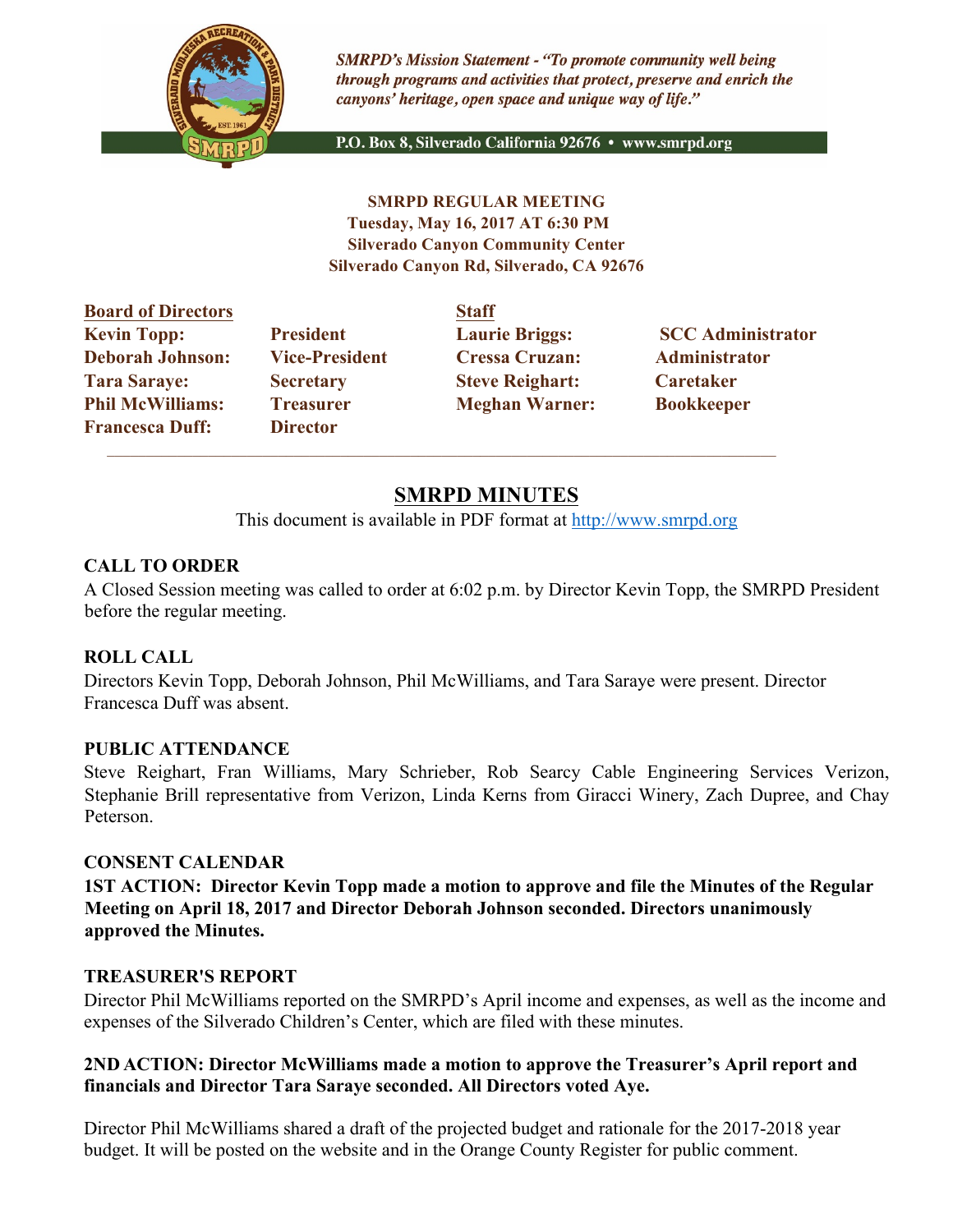*SMRPD's Mission Statement - "To promote community well being through programs and activities that protect, preserve and enrich the canyons' heritage, open space and unique way of life."*

P.O. Box 8, Silverado California 92676 • www.smrpd.org

**SMRPD REGULAR MEETING**
**Tuesday, May 16, 2017 AT 6:30 PM**
**Silverado Canyon Community Center**
**Silverado Canyon Rd, Silverado, CA 92676**

| Board of Directors | | Staff | |
|---|---|---|---|
| **Kevin Topp:** | **President** | **Laurie Briggs:** | **SCC Administrator** |
| **Deborah Johnson:** | **Vice-President** | **Cressa Cruzan:** | **Administrator** |
| **Tara Saraye:** | **Secretary** | **Steve Reighart:** | **Caretaker** |
| **Phil McWilliams:** | **Treasurer** | **Meghan Warner:** | **Bookkeeper** |
| **Francesca Duff:** | **Director** | | |

# SMRPD MINUTES

This document is available in PDF format at http://www.smrpd.org

## CALL TO ORDER

A Closed Session meeting was called to order at 6:02 p.m. by Director Kevin Topp, the SMRPD President before the regular meeting.

## ROLL CALL

Directors Kevin Topp, Deborah Johnson, Phil McWilliams, and Tara Saraye were present. Director Francesca Duff was absent.

## PUBLIC ATTENDANCE

Steve Reighart, Fran Williams, Mary Schrieber, Rob Searcy Cable Engineering Services Verizon, Stephanie Brill representative from Verizon, Linda Kerns from Giracci Winery, Zach Dupree, and Chay Peterson.

## CONSENT CALENDAR

**1ST ACTION: Director Kevin Topp made a motion to approve and file the Minutes of the Regular Meeting on April 18, 2017 and Director Deborah Johnson seconded. Directors unanimously approved the Minutes.**

## TREASURER'S REPORT

Director Phil McWilliams reported on the SMRPD's April income and expenses, as well as the income and expenses of the Silverado Children's Center, which are filed with these minutes.

**2ND ACTION: Director McWilliams made a motion to approve the Treasurer's April report and financials and Director Tara Saraye seconded. All Directors voted Aye.**

Director Phil McWilliams shared a draft of the projected budget and rationale for the 2017-2018 year budget. It will be posted on the website and in the Orange County Register for public comment.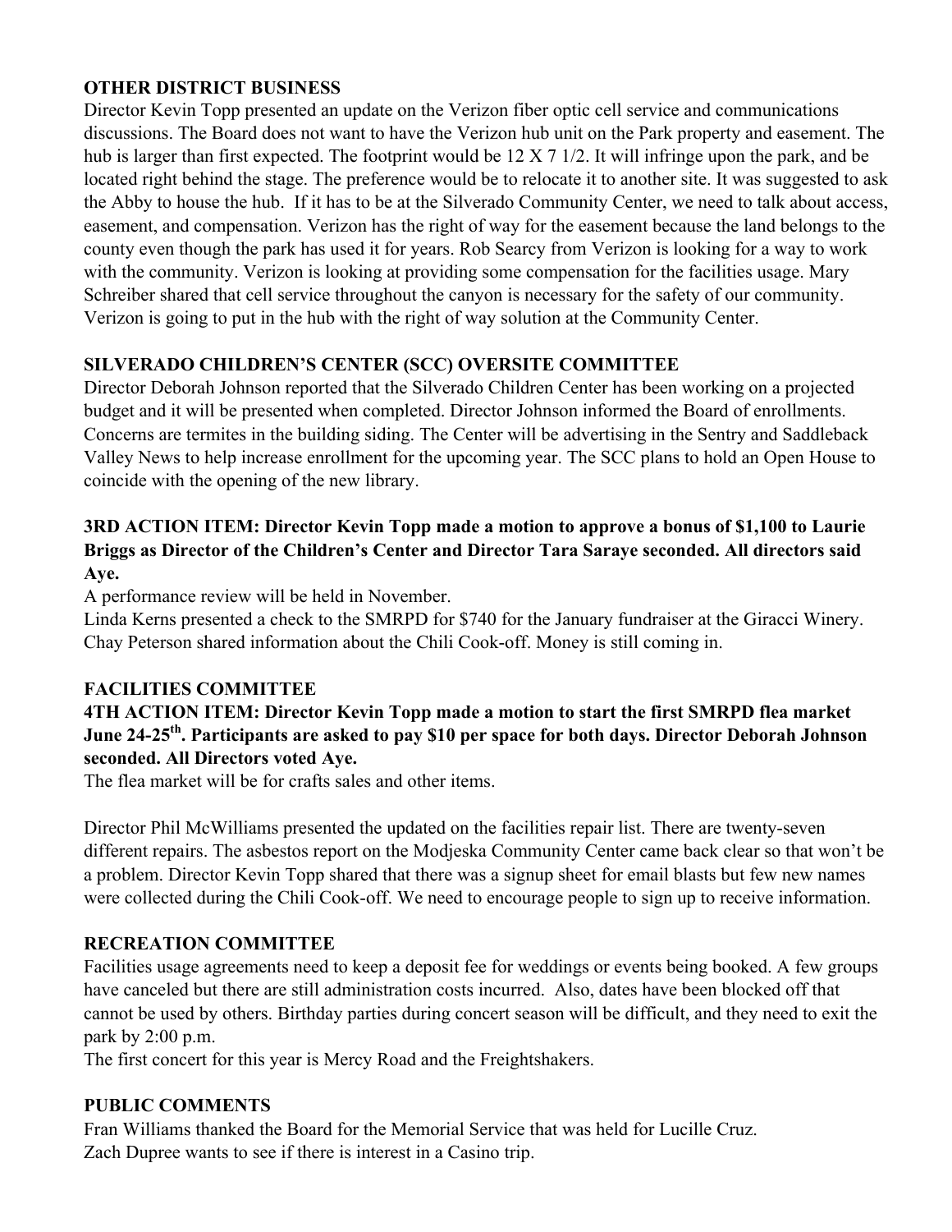**OTHER DISTRICT BUSINESS**

Director Kevin Topp presented an update on the Verizon fiber optic cell service and communications discussions. The Board does not want to have the Verizon hub unit on the Park property and easement. The hub is larger than first expected. The footprint would be 12 X 7 1/2. It will infringe upon the park, and be located right behind the stage. The preference would be to relocate it to another site. It was suggested to ask the Abby to house the hub. If it has to be at the Silverado Community Center, we need to talk about access, easement, and compensation. Verizon has the right of way for the easement because the land belongs to the county even though the park has used it for years. Rob Searcy from Verizon is looking for a way to work with the community. Verizon is looking at providing some compensation for the facilities usage. Mary Schreiber shared that cell service throughout the canyon is necessary for the safety of our community. Verizon is going to put in the hub with the right of way solution at the Community Center.

**SILVERADO CHILDREN'S CENTER (SCC) OVERSITE COMMITTEE**

Director Deborah Johnson reported that the Silverado Children Center has been working on a projected budget and it will be presented when completed. Director Johnson informed the Board of enrollments. Concerns are termites in the building siding. The Center will be advertising in the Sentry and Saddleback Valley News to help increase enrollment for the upcoming year. The SCC plans to hold an Open House to coincide with the opening of the new library.

**3RD ACTION ITEM: Director Kevin Topp made a motion to approve a bonus of $1,100 to Laurie Briggs as Director of the Children's Center and Director Tara Saraye seconded. All directors said Aye.**

A performance review will be held in November.

Linda Kerns presented a check to the SMRPD for $740 for the January fundraiser at the Giracci Winery.

Chay Peterson shared information about the Chili Cook-off. Money is still coming in.

**FACILITIES COMMITTEE**

**4TH ACTION ITEM: Director Kevin Topp made a motion to start the first SMRPD flea market June 24-25th. Participants are asked to pay $10 per space for both days. Director Deborah Johnson seconded. All Directors voted Aye.**

The flea market will be for crafts sales and other items.

Director Phil McWilliams presented the updated on the facilities repair list. There are twenty-seven different repairs. The asbestos report on the Modjeska Community Center came back clear so that won't be a problem. Director Kevin Topp shared that there was a signup sheet for email blasts but few new names were collected during the Chili Cook-off. We need to encourage people to sign up to receive information.

**RECREATION COMMITTEE**

Facilities usage agreements need to keep a deposit fee for weddings or events being booked. A few groups have canceled but there are still administration costs incurred. Also, dates have been blocked off that cannot be used by others. Birthday parties during concert season will be difficult, and they need to exit the park by 2:00 p.m.

The first concert for this year is Mercy Road and the Freightshakers.

**PUBLIC COMMENTS**

Fran Williams thanked the Board for the Memorial Service that was held for Lucille Cruz.

Zach Dupree wants to see if there is interest in a Casino trip.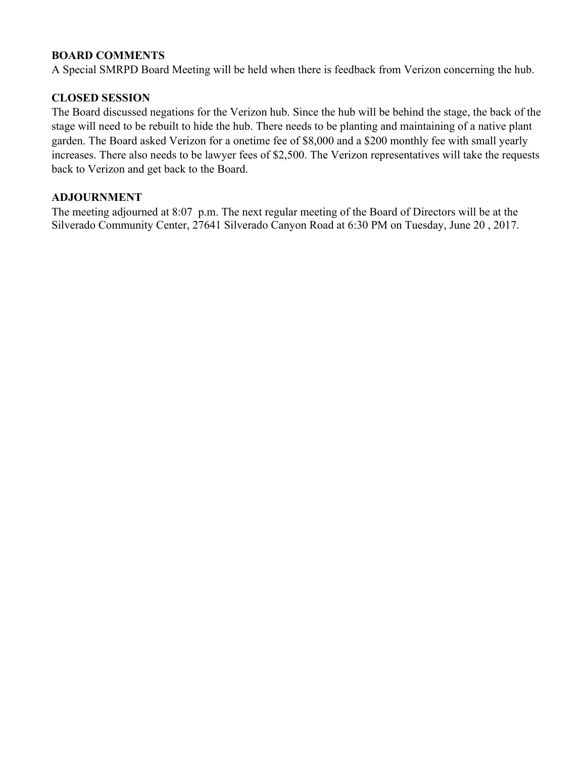**BOARD COMMENTS**

A Special SMRPD Board Meeting will be held when there is feedback from Verizon concerning the hub.

**CLOSED SESSION**

The Board discussed negations for the Verizon hub. Since the hub will be behind the stage, the back of the stage will need to be rebuilt to hide the hub. There needs to be planting and maintaining of a native plant garden. The Board asked Verizon for a onetime fee of $8,000 and a $200 monthly fee with small yearly increases. There also needs to be lawyer fees of $2,500. The Verizon representatives will take the requests back to Verizon and get back to the Board.

**ADJOURNMENT**

The meeting adjourned at 8:07 p.m. The next regular meeting of the Board of Directors will be at the Silverado Community Center, 27641 Silverado Canyon Road at 6:30 PM on Tuesday, June 20 , 2017.